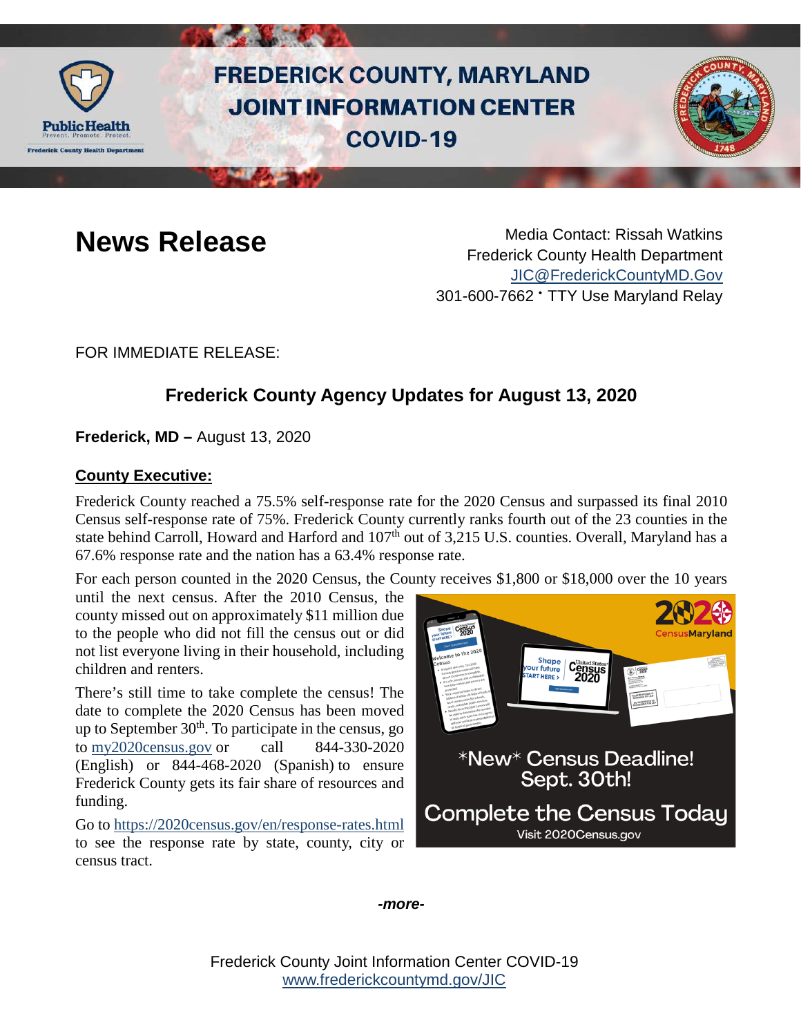# FREDERICK COUNTY, MARYLAND JOINT INFORMATION CENTER COVID-19

## News Release

Media Contact: Rissah Watkins
Frederick County Health Department
JIC@FrederickCountyMD.Gov
301-600-7662 • TTY Use Maryland Relay

FOR IMMEDIATE RELEASE:

## Frederick County Agency Updates for August 13, 2020

**Frederick, MD –** August 13, 2020

### County Executive:

Frederick County reached a 75.5% self-response rate for the 2020 Census and surpassed its final 2010 Census self-response rate of 75%. Frederick County currently ranks fourth out of the 23 counties in the state behind Carroll, Howard and Harford and 107th out of 3,215 U.S. counties. Overall, Maryland has a 67.6% response rate and the nation has a 63.4% response rate.

For each person counted in the 2020 Census, the County receives $1,800 or $18,000 over the 10 years until the next census. After the 2010 Census, the county missed out on approximately $11 million due to the people who did not fill the census out or did not list everyone living in their household, including children and renters.

There's still time to take complete the census! The date to complete the 2020 Census has been moved up to September 30th. To participate in the census, go to my2020census.gov or call 844-330-2020 (English) or 844-468-2020 (Spanish) to ensure Frederick County gets its fair share of resources and funding.

Go to https://2020census.gov/en/response-rates.html to see the response rate by state, county, city or census tract.

*New* Census Deadline! Sept. 30th!

Complete the Census Today

Visit 2020Census.gov

*-more-*

Frederick County Joint Information Center COVID-19
www.frederickcountymd.gov/JIC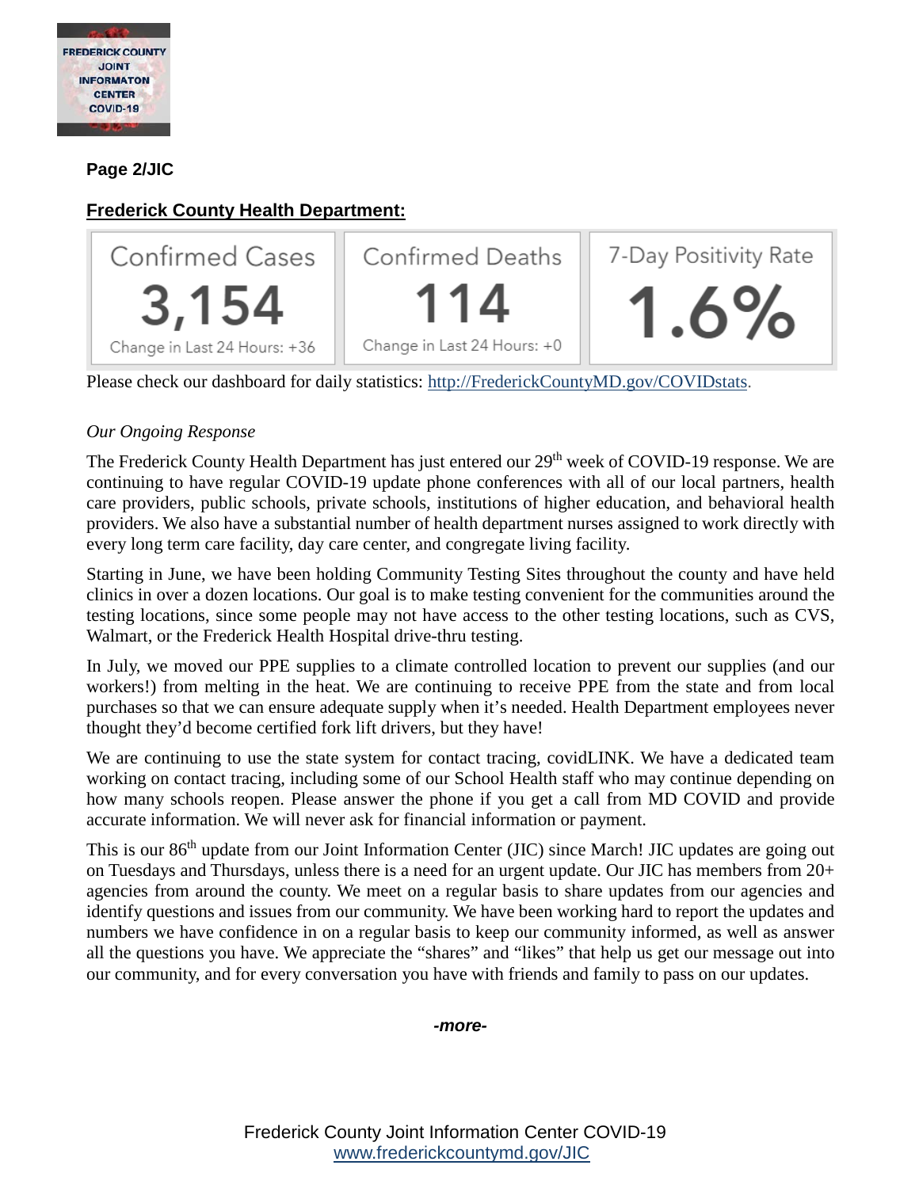**Page 2/JIC**

**Frederick County Health Department:**

| Confirmed Cases | Confirmed Deaths | 7-Day Positivity Rate |
| --- | --- | --- |
| 3,154 | 114 | 1.6% |
| Change in Last 24 Hours: +36 | Change in Last 24 Hours: +0 | |

Please check our dashboard for daily statistics: http://FrederickCountyMD.gov/COVIDstats.

*Our Ongoing Response*

The Frederick County Health Department has just entered our 29th week of COVID-19 response. We are continuing to have regular COVID-19 update phone conferences with all of our local partners, health care providers, public schools, private schools, institutions of higher education, and behavioral health providers. We also have a substantial number of health department nurses assigned to work directly with every long term care facility, day care center, and congregate living facility.

Starting in June, we have been holding Community Testing Sites throughout the county and have held clinics in over a dozen locations. Our goal is to make testing convenient for the communities around the testing locations, since some people may not have access to the other testing locations, such as CVS, Walmart, or the Frederick Health Hospital drive-thru testing.

In July, we moved our PPE supplies to a climate controlled location to prevent our supplies (and our workers!) from melting in the heat. We are continuing to receive PPE from the state and from local purchases so that we can ensure adequate supply when it's needed. Health Department employees never thought they'd become certified fork lift drivers, but they have!

We are continuing to use the state system for contact tracing, covidLINK. We have a dedicated team working on contact tracing, including some of our School Health staff who may continue depending on how many schools reopen. Please answer the phone if you get a call from MD COVID and provide accurate information. We will never ask for financial information or payment.

This is our 86th update from our Joint Information Center (JIC) since March! JIC updates are going out on Tuesdays and Thursdays, unless there is a need for an urgent update. Our JIC has members from 20+ agencies from around the county. We meet on a regular basis to share updates from our agencies and identify questions and issues from our community. We have been working hard to report the updates and numbers we have confidence in on a regular basis to keep our community informed, as well as answer all the questions you have. We appreciate the "shares" and "likes" that help us get our message out into our community, and for every conversation you have with friends and family to pass on our updates.

***-more-***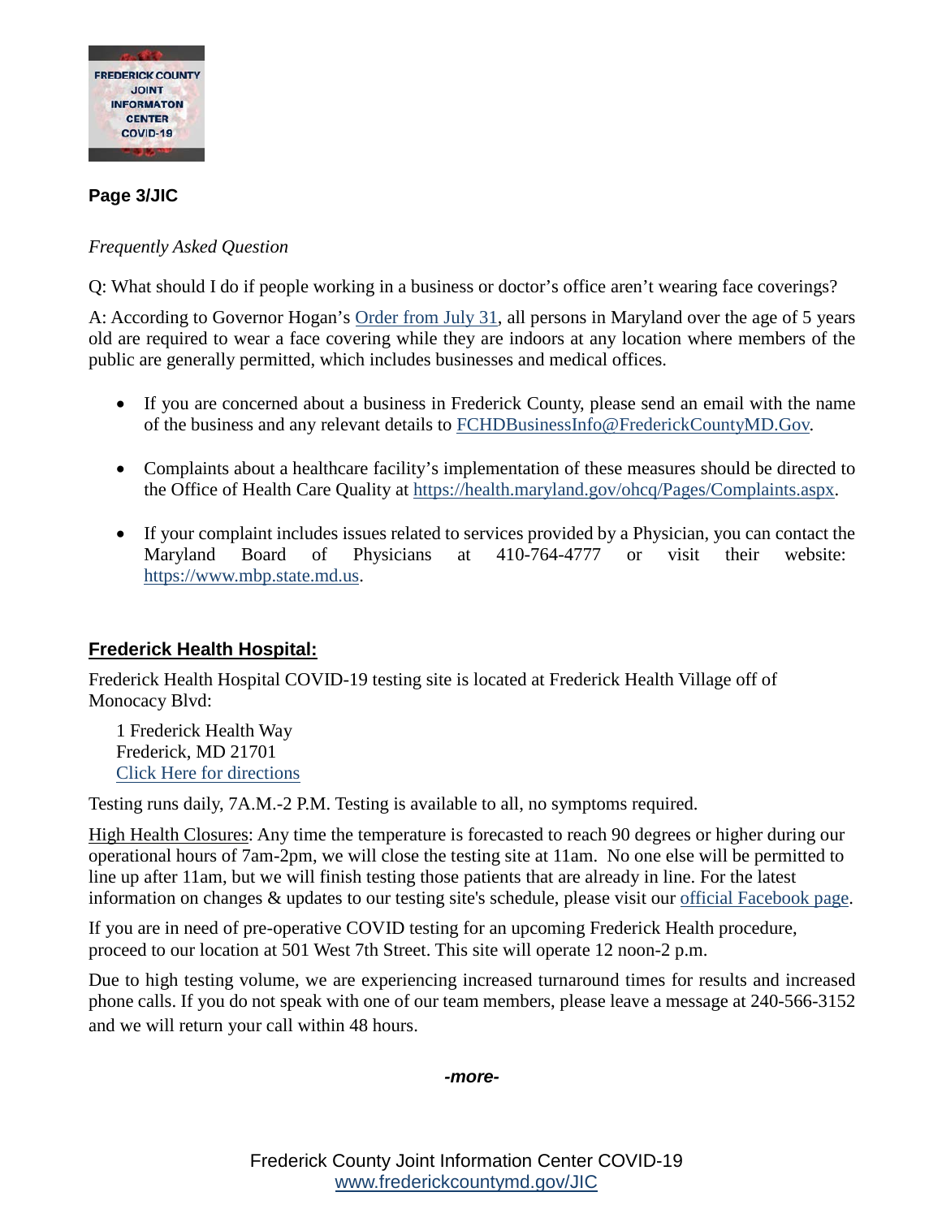**Page 3/JIC**

*Frequently Asked Question*

Q: What should I do if people working in a business or doctor's office aren't wearing face coverings?

A: According to Governor Hogan's Order from July 31, all persons in Maryland over the age of 5 years old are required to wear a face covering while they are indoors at any location where members of the public are generally permitted, which includes businesses and medical offices.

- If you are concerned about a business in Frederick County, please send an email with the name of the business and any relevant details to FCHDBusinessInfo@FrederickCountyMD.Gov.
- Complaints about a healthcare facility's implementation of these measures should be directed to the Office of Health Care Quality at https://health.maryland.gov/ohcq/Pages/Complaints.aspx.
- If your complaint includes issues related to services provided by a Physician, you can contact the Maryland Board of Physicians at 410-764-4777 or visit their website: https://www.mbp.state.md.us.

## Frederick Health Hospital:

Frederick Health Hospital COVID-19 testing site is located at Frederick Health Village off of Monocacy Blvd:

1 Frederick Health Way
Frederick, MD 21701
Click Here for directions

Testing runs daily, 7A.M.-2 P.M. Testing is available to all, no symptoms required.

High Health Closures: Any time the temperature is forecasted to reach 90 degrees or higher during our operational hours of 7am-2pm, we will close the testing site at 11am. No one else will be permitted to line up after 11am, but we will finish testing those patients that are already in line. For the latest information on changes & updates to our testing site's schedule, please visit our official Facebook page.

If you are in need of pre-operative COVID testing for an upcoming Frederick Health procedure, proceed to our location at 501 West 7th Street. This site will operate 12 noon-2 p.m.

Due to high testing volume, we are experiencing increased turnaround times for results and increased phone calls. If you do not speak with one of our team members, please leave a message at 240-566-3152 and we will return your call within 48 hours.

***-more-***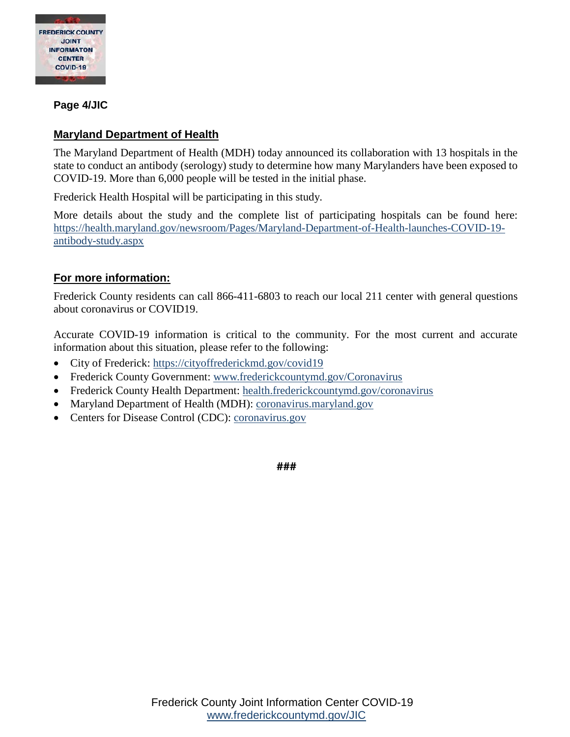## Maryland Department of Health

The Maryland Department of Health (MDH) today announced its collaboration with 13 hospitals in the state to conduct an antibody (serology) study to determine how many Marylanders have been exposed to COVID-19. More than 6,000 people will be tested in the initial phase.

Frederick Health Hospital will be participating in this study.

More details about the study and the complete list of participating hospitals can be found here: https://health.maryland.gov/newsroom/Pages/Maryland-Department-of-Health-launches-COVID-19-antibody-study.aspx

## For more information:

Frederick County residents can call 866-411-6803 to reach our local 211 center with general questions about coronavirus or COVID19.

Accurate COVID-19 information is critical to the community. For the most current and accurate information about this situation, please refer to the following:

- City of Frederick: https://cityoffrederickmd.gov/covid19
- Frederick County Government: www.frederickcountymd.gov/Coronavirus
- Frederick County Health Department: health.frederickcountymd.gov/coronavirus
- Maryland Department of Health (MDH): coronavirus.maryland.gov
- Centers for Disease Control (CDC): coronavirus.gov

###